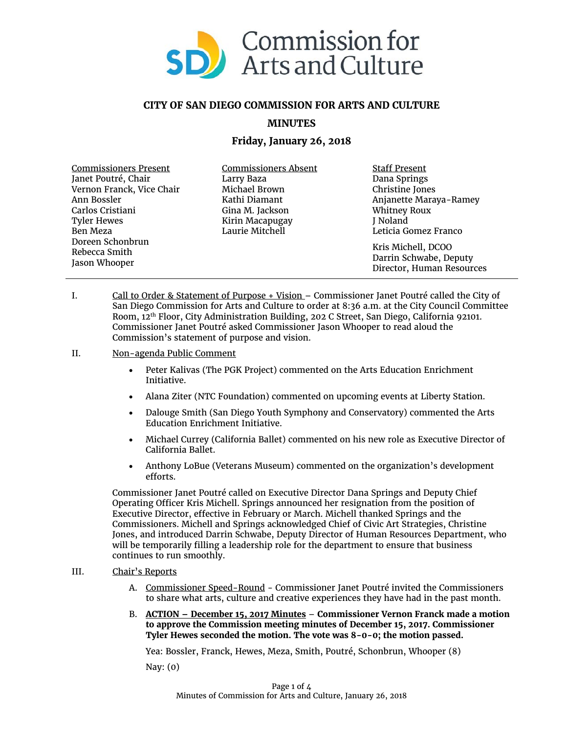# CITY OF SAN DIEGO COMMISSION FOR ARTS AND CULTURE

## MINUTES

### Friday, January 26, 2018

| Commissioners Present | Commissioners Absent | Staff Present |
|---|---|---|
| Janet Poutré, Chair | Larry Baza | Dana Springs |
| Vernon Franck, Vice Chair | Michael Brown | Christine Jones |
| Ann Bossler | Kathi Diamant | Anjanette Maraya-Ramey |
| Carlos Cristiani | Gina M. Jackson | Whitney Roux |
| Tyler Hewes | Kirin Macapugay | J Noland |
| Ben Meza | Laurie Mitchell | Leticia Gomez Franco |
| Doreen Schonbrun | | Kris Michell, DCOO |
| Rebecca Smith | | Darrin Schwabe, Deputy Director, Human Resources |
| Jason Whooper | | |

I. Call to Order & Statement of Purpose + Vision – Commissioner Janet Poutré called the City of San Diego Commission for Arts and Culture to order at 8:36 a.m. at the City Council Committee Room, 12th Floor, City Administration Building, 202 C Street, San Diego, California 92101. Commissioner Janet Poutré asked Commissioner Jason Whooper to read aloud the Commission's statement of purpose and vision.

II. Non-agenda Public Comment

- Peter Kalivas (The PGK Project) commented on the Arts Education Enrichment Initiative.
- Alana Ziter (NTC Foundation) commented on upcoming events at Liberty Station.
- Dalouge Smith (San Diego Youth Symphony and Conservatory) commented the Arts Education Enrichment Initiative.
- Michael Currey (California Ballet) commented on his new role as Executive Director of California Ballet.
- Anthony LoBue (Veterans Museum) commented on the organization's development efforts.

Commissioner Janet Poutré called on Executive Director Dana Springs and Deputy Chief Operating Officer Kris Michell. Springs announced her resignation from the position of Executive Director, effective in February or March. Michell thanked Springs and the Commissioners. Michell and Springs acknowledged Chief of Civic Art Strategies, Christine Jones, and introduced Darrin Schwabe, Deputy Director of Human Resources Department, who will be temporarily filling a leadership role for the department to ensure that business continues to run smoothly.

III. Chair's Reports

A. Commissioner Speed-Round - Commissioner Janet Poutré invited the Commissioners to share what arts, culture and creative experiences they have had in the past month.

B. **ACTION – December 15, 2017 Minutes – Commissioner Vernon Franck made a motion to approve the Commission meeting minutes of December 15, 2017. Commissioner Tyler Hewes seconded the motion. The vote was 8-0-0; the motion passed.**

Yea: Bossler, Franck, Hewes, Meza, Smith, Poutré, Schonbrun, Whooper (8)

Nay: (0)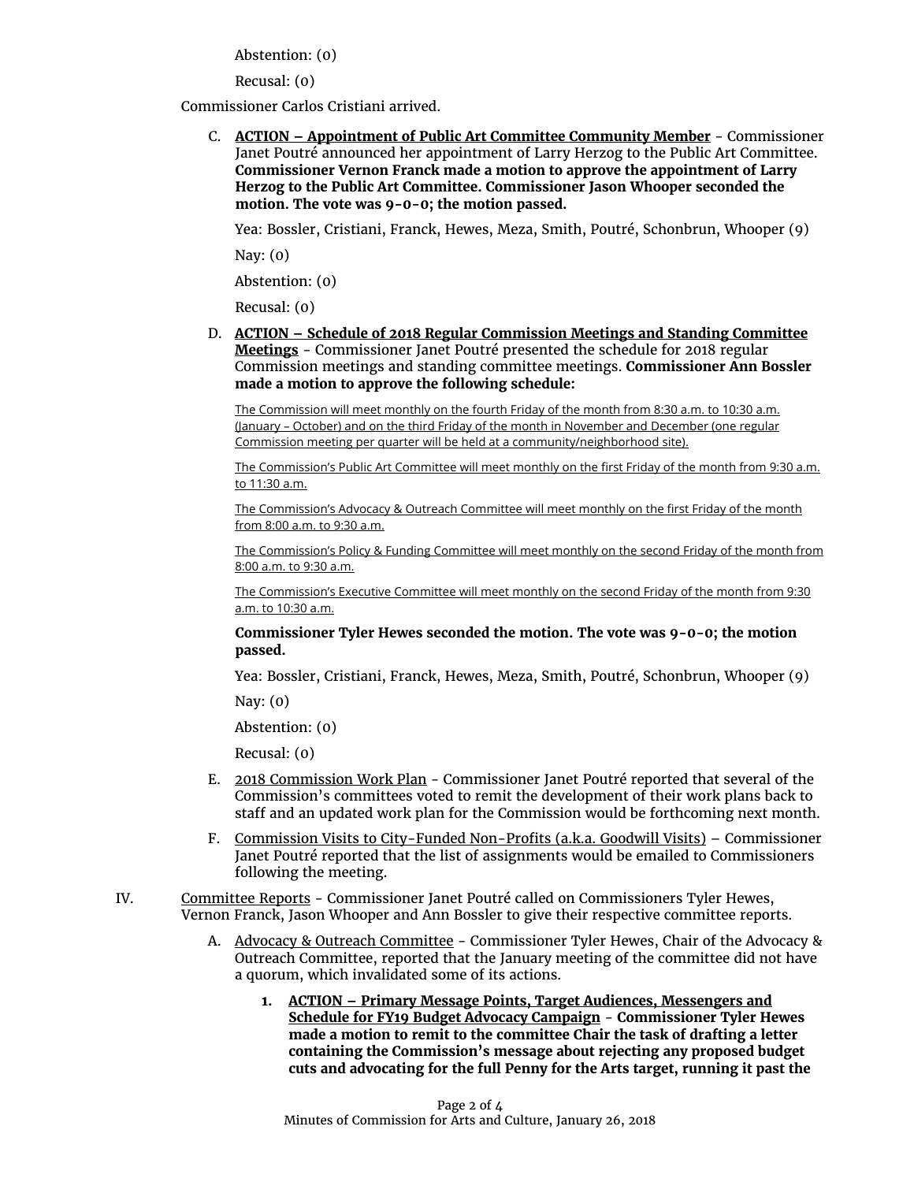Abstention: (0)

Recusal: (0)

Commissioner Carlos Cristiani arrived.

C. **ACTION – Appointment of Public Art Committee Community Member** - Commissioner Janet Poutré announced her appointment of Larry Herzog to the Public Art Committee. **Commissioner Vernon Franck made a motion to approve the appointment of Larry Herzog to the Public Art Committee. Commissioner Jason Whooper seconded the motion. The vote was 9-0-0; the motion passed.**

   Yea: Bossler, Cristiani, Franck, Hewes, Meza, Smith, Poutré, Schonbrun, Whooper (9)

   Nay: (0)

   Abstention: (0)

   Recusal: (0)

D. **ACTION – Schedule of 2018 Regular Commission Meetings and Standing Committee Meetings** - Commissioner Janet Poutré presented the schedule for 2018 regular Commission meetings and standing committee meetings. **Commissioner Ann Bossler made a motion to approve the following schedule:**

   The Commission will meet monthly on the fourth Friday of the month from 8:30 a.m. to 10:30 a.m. (January – October) and on the third Friday of the month in November and December (one regular Commission meeting per quarter will be held at a community/neighborhood site).

   The Commission's Public Art Committee will meet monthly on the first Friday of the month from 9:30 a.m. to 11:30 a.m.

   The Commission's Advocacy & Outreach Committee will meet monthly on the first Friday of the month from 8:00 a.m. to 9:30 a.m.

   The Commission's Policy & Funding Committee will meet monthly on the second Friday of the month from 8:00 a.m. to 9:30 a.m.

   The Commission's Executive Committee will meet monthly on the second Friday of the month from 9:30 a.m. to 10:30 a.m.

   **Commissioner Tyler Hewes seconded the motion. The vote was 9-0-0; the motion passed.**

   Yea: Bossler, Cristiani, Franck, Hewes, Meza, Smith, Poutré, Schonbrun, Whooper (9)

   Nay: (0)

   Abstention: (0)

   Recusal: (0)

E. 2018 Commission Work Plan - Commissioner Janet Poutré reported that several of the Commission's committees voted to remit the development of their work plans back to staff and an updated work plan for the Commission would be forthcoming next month.

F. Commission Visits to City-Funded Non-Profits (a.k.a. Goodwill Visits) – Commissioner Janet Poutré reported that the list of assignments would be emailed to Commissioners following the meeting.

IV. Committee Reports - Commissioner Janet Poutré called on Commissioners Tyler Hewes, Vernon Franck, Jason Whooper and Ann Bossler to give their respective committee reports.

A. Advocacy & Outreach Committee - Commissioner Tyler Hewes, Chair of the Advocacy & Outreach Committee, reported that the January meeting of the committee did not have a quorum, which invalidated some of its actions.

   1. **ACTION – Primary Message Points, Target Audiences, Messengers and Schedule for FY19 Budget Advocacy Campaign** - **Commissioner Tyler Hewes made a motion to remit to the committee Chair the task of drafting a letter containing the Commission's message about rejecting any proposed budget cuts and advocating for the full Penny for the Arts target, running it past the**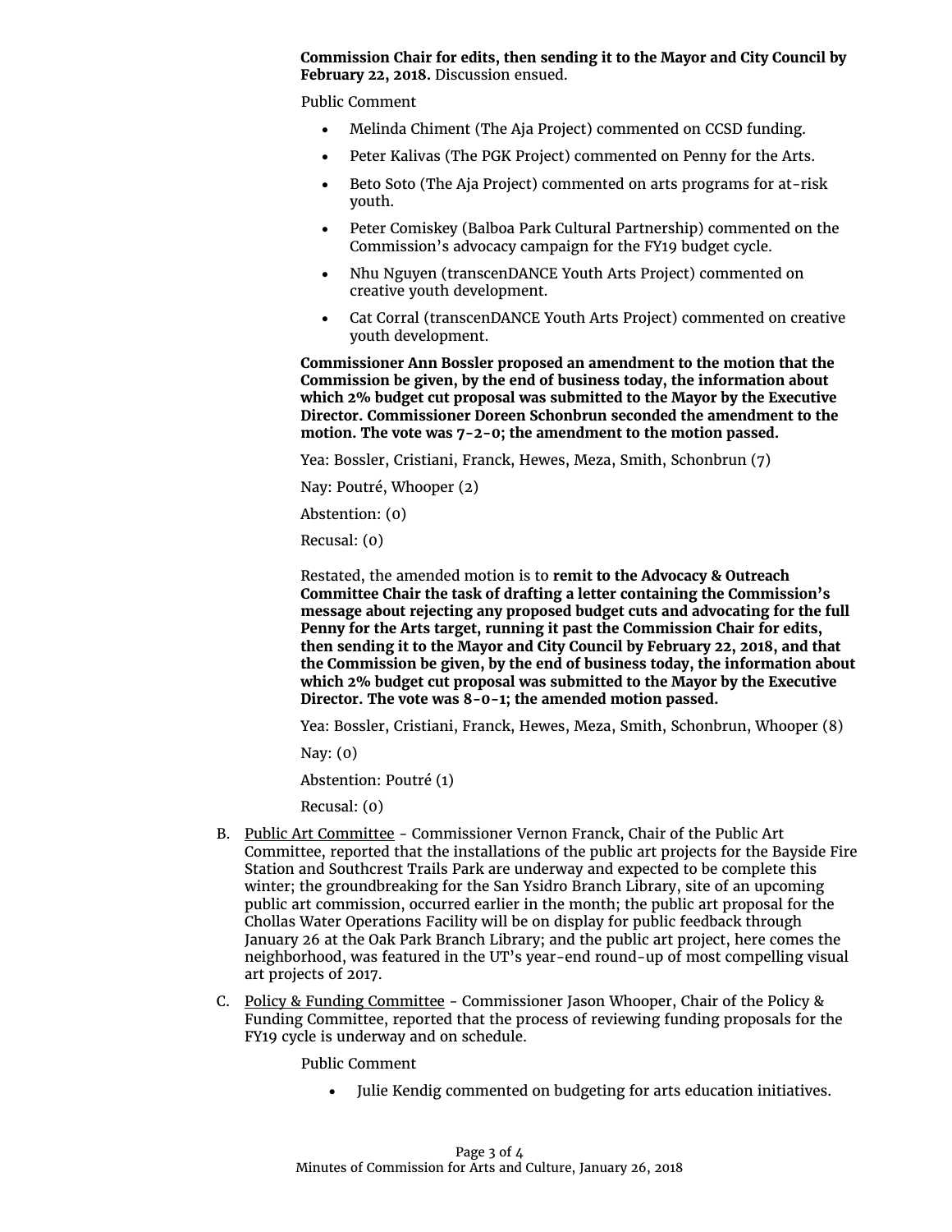**Commission Chair for edits, then sending it to the Mayor and City Council by February 22, 2018.** Discussion ensued.

Public Comment

- Melinda Chiment (The Aja Project) commented on CCSD funding.
- Peter Kalivas (The PGK Project) commented on Penny for the Arts.
- Beto Soto (The Aja Project) commented on arts programs for at-risk youth.
- Peter Comiskey (Balboa Park Cultural Partnership) commented on the Commission's advocacy campaign for the FY19 budget cycle.
- Nhu Nguyen (transcenDANCE Youth Arts Project) commented on creative youth development.
- Cat Corral (transcenDANCE Youth Arts Project) commented on creative youth development.

**Commissioner Ann Bossler proposed an amendment to the motion that the Commission be given, by the end of business today, the information about which 2% budget cut proposal was submitted to the Mayor by the Executive Director. Commissioner Doreen Schonbrun seconded the amendment to the motion. The vote was 7-2-0; the amendment to the motion passed.**

Yea: Bossler, Cristiani, Franck, Hewes, Meza, Smith, Schonbrun (7)

Nay: Poutré, Whooper (2)

Abstention: (0)

Recusal: (0)

Restated, the amended motion is to **remit to the Advocacy & Outreach Committee Chair the task of drafting a letter containing the Commission's message about rejecting any proposed budget cuts and advocating for the full Penny for the Arts target, running it past the Commission Chair for edits, then sending it to the Mayor and City Council by February 22, 2018, and that the Commission be given, by the end of business today, the information about which 2% budget cut proposal was submitted to the Mayor by the Executive Director. The vote was 8-0-1; the amended motion passed.**

Yea: Bossler, Cristiani, Franck, Hewes, Meza, Smith, Schonbrun, Whooper (8)

Nay: (0)

Abstention: Poutré (1)

Recusal: (0)

B. Public Art Committee - Commissioner Vernon Franck, Chair of the Public Art Committee, reported that the installations of the public art projects for the Bayside Fire Station and Southcrest Trails Park are underway and expected to be complete this winter; the groundbreaking for the San Ysidro Branch Library, site of an upcoming public art commission, occurred earlier in the month; the public art proposal for the Chollas Water Operations Facility will be on display for public feedback through January 26 at the Oak Park Branch Library; and the public art project, here comes the neighborhood, was featured in the UT's year-end round-up of most compelling visual art projects of 2017.

C. Policy & Funding Committee - Commissioner Jason Whooper, Chair of the Policy & Funding Committee, reported that the process of reviewing funding proposals for the FY19 cycle is underway and on schedule.

Public Comment

- Julie Kendig commented on budgeting for arts education initiatives.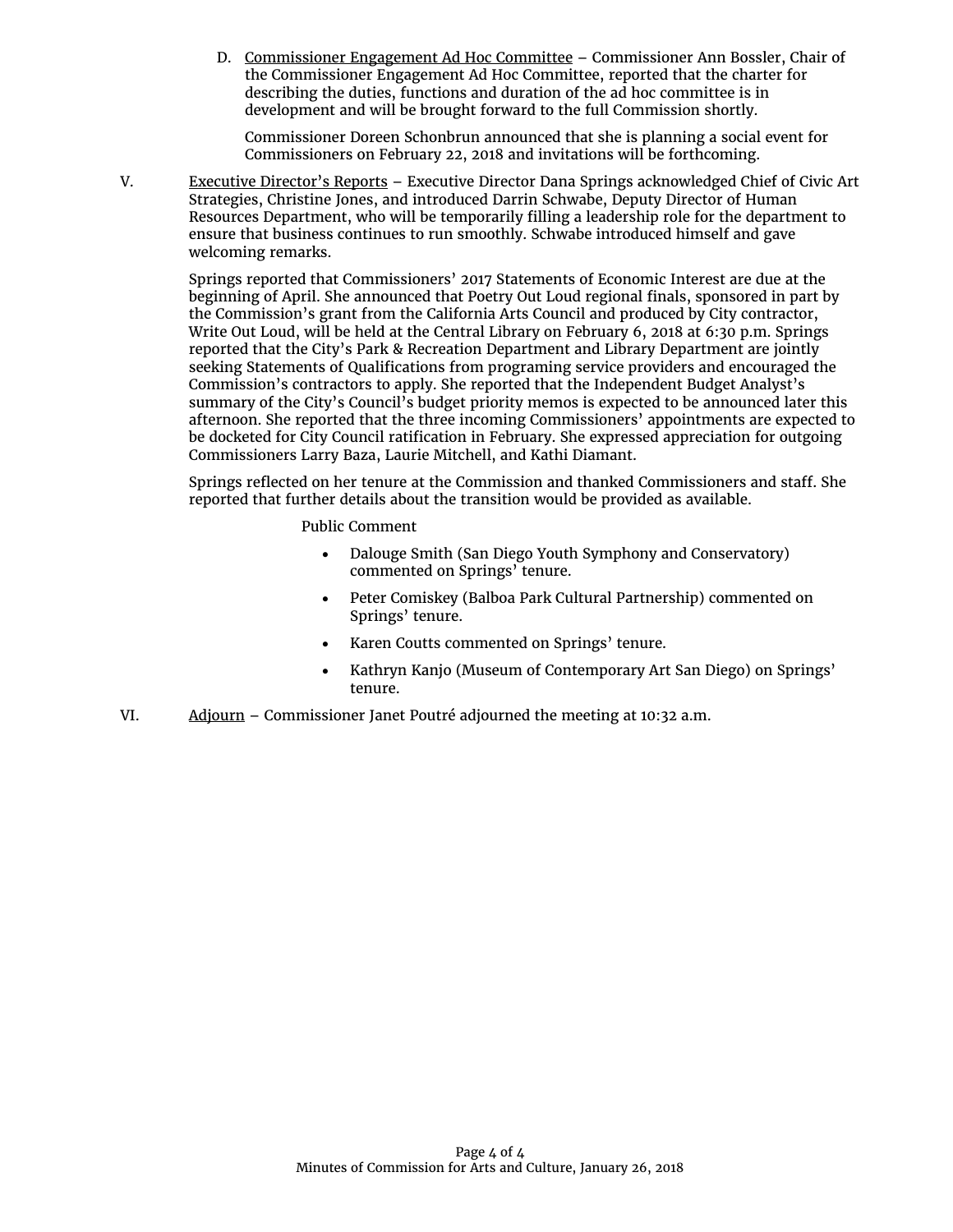D. <u>Commissioner Engagement Ad Hoc Committee</u> – Commissioner Ann Bossler, Chair of the Commissioner Engagement Ad Hoc Committee, reported that the charter for describing the duties, functions and duration of the ad hoc committee is in development and will be brought forward to the full Commission shortly.

   Commissioner Doreen Schonbrun announced that she is planning a social event for Commissioners on February 22, 2018 and invitations will be forthcoming.

V. <u>Executive Director's Reports</u> – Executive Director Dana Springs acknowledged Chief of Civic Art Strategies, Christine Jones, and introduced Darrin Schwabe, Deputy Director of Human Resources Department, who will be temporarily filling a leadership role for the department to ensure that business continues to run smoothly. Schwabe introduced himself and gave welcoming remarks.

Springs reported that Commissioners' 2017 Statements of Economic Interest are due at the beginning of April. She announced that Poetry Out Loud regional finals, sponsored in part by the Commission's grant from the California Arts Council and produced by City contractor, Write Out Loud, will be held at the Central Library on February 6, 2018 at 6:30 p.m. Springs reported that the City's Park & Recreation Department and Library Department are jointly seeking Statements of Qualifications from programing service providers and encouraged the Commission's contractors to apply. She reported that the Independent Budget Analyst's summary of the City's Council's budget priority memos is expected to be announced later this afternoon. She reported that the three incoming Commissioners' appointments are expected to be docketed for City Council ratification in February. She expressed appreciation for outgoing Commissioners Larry Baza, Laurie Mitchell, and Kathi Diamant.

Springs reflected on her tenure at the Commission and thanked Commissioners and staff. She reported that further details about the transition would be provided as available.

Public Comment

- Dalouge Smith (San Diego Youth Symphony and Conservatory) commented on Springs' tenure.
- Peter Comiskey (Balboa Park Cultural Partnership) commented on Springs' tenure.
- Karen Coutts commented on Springs' tenure.
- Kathryn Kanjo (Museum of Contemporary Art San Diego) on Springs' tenure.

VI. <u>Adjourn</u> – Commissioner Janet Poutré adjourned the meeting at 10:32 a.m.